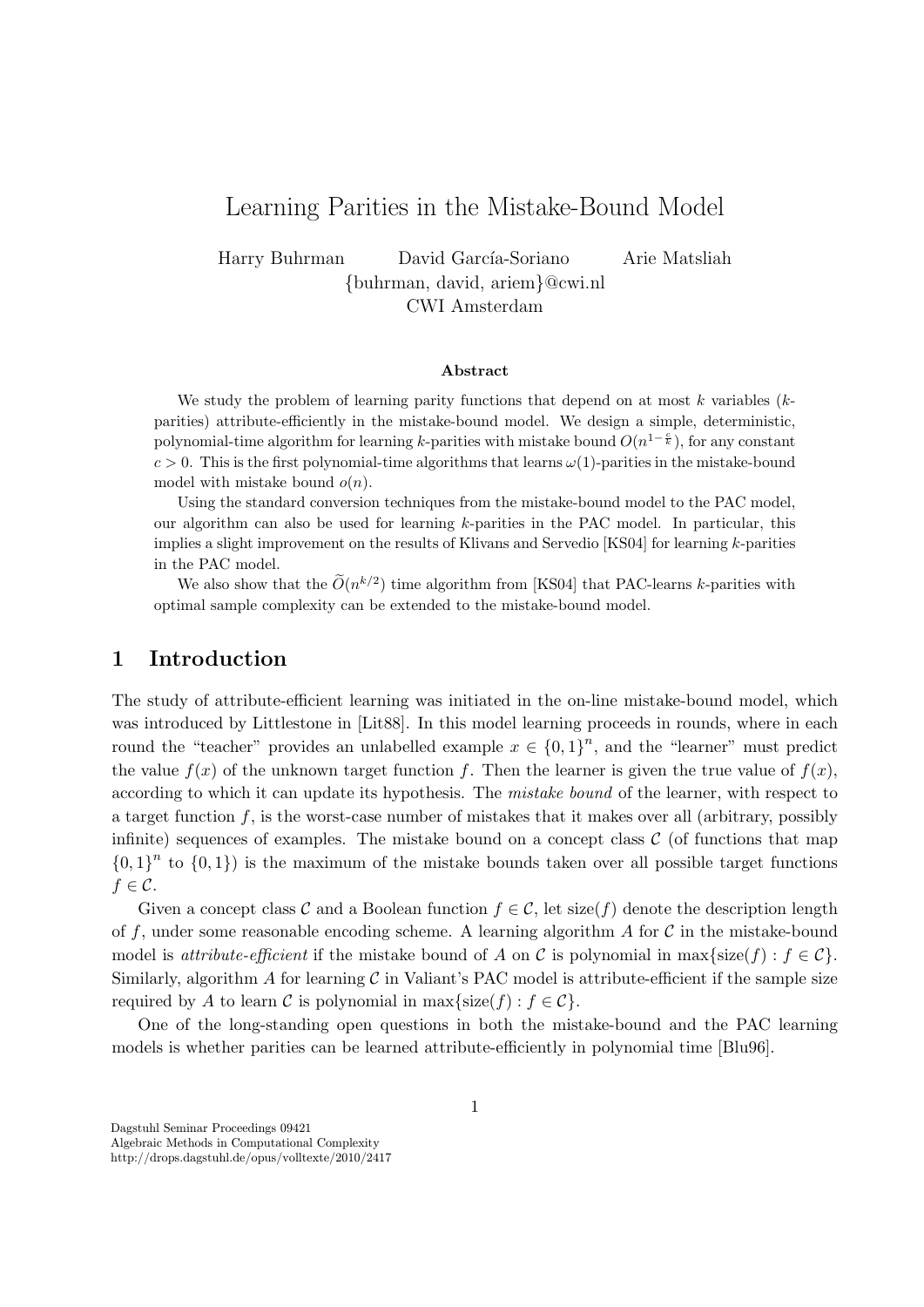# Learning Parities in the Mistake-Bound Model

Harry Buhrman David García-Soriano Arie Matsliah

{buhrman, david, ariem}@cwi.nl

CWI Amsterdam

### Abstract

We study the problem of learning parity functions that depend on at most $k$ variables ($k$-parities) attribute-efficiently in the mistake-bound model. We design a simple, deterministic, polynomial-time algorithm for learning $k$-parities with mistake bound $O(n^{1-\frac{c}{k}})$, for any constant $c > 0$. This is the first polynomial-time algorithms that learns $\omega(1)$-parities in the mistake-bound model with mistake bound $o(n)$.

Using the standard conversion techniques from the mistake-bound model to the PAC model, our algorithm can also be used for learning $k$-parities in the PAC model. In particular, this implies a slight improvement on the results of Klivans and Servedio [KS04] for learning $k$-parities in the PAC model.

We also show that the $\widetilde{O}(n^{k/2})$ time algorithm from [KS04] that PAC-learns $k$-parities with optimal sample complexity can be extended to the mistake-bound model.

## 1 Introduction

The study of attribute-efficient learning was initiated in the on-line mistake-bound model, which was introduced by Littlestone in [Lit88]. In this model learning proceeds in rounds, where in each round the "teacher" provides an unlabelled example $x \in \{0,1\}^n$, and the "learner" must predict the value $f(x)$ of the unknown target function $f$. Then the learner is given the true value of $f(x)$, according to which it can update its hypothesis. The *mistake bound* of the learner, with respect to a target function $f$, is the worst-case number of mistakes that it makes over all (arbitrary, possibly infinite) sequences of examples. The mistake bound on a concept class $\mathcal{C}$ (of functions that map $\{0,1\}^n$ to $\{0,1\}$) is the maximum of the mistake bounds taken over all possible target functions $f \in \mathcal{C}$.

Given a concept class $\mathcal{C}$ and a Boolean function $f \in \mathcal{C}$, let size$(f)$ denote the description length of $f$, under some reasonable encoding scheme. A learning algorithm $A$ for $\mathcal{C}$ in the mistake-bound model is *attribute-efficient* if the mistake bound of $A$ on $\mathcal{C}$ is polynomial in $\max\{\text{size}(f) : f \in \mathcal{C}\}$. Similarly, algorithm $A$ for learning $\mathcal{C}$ in Valiant's PAC model is attribute-efficient if the sample size required by $A$ to learn $\mathcal{C}$ is polynomial in $\max\{\text{size}(f) : f \in \mathcal{C}\}$.

One of the long-standing open questions in both the mistake-bound and the PAC learning models is whether parities can be learned attribute-efficiently in polynomial time [Blu96].

Dagstuhl Seminar Proceedings 09421
Algebraic Methods in Computational Complexity
http://drops.dagstuhl.de/opus/volltexte/2010/2417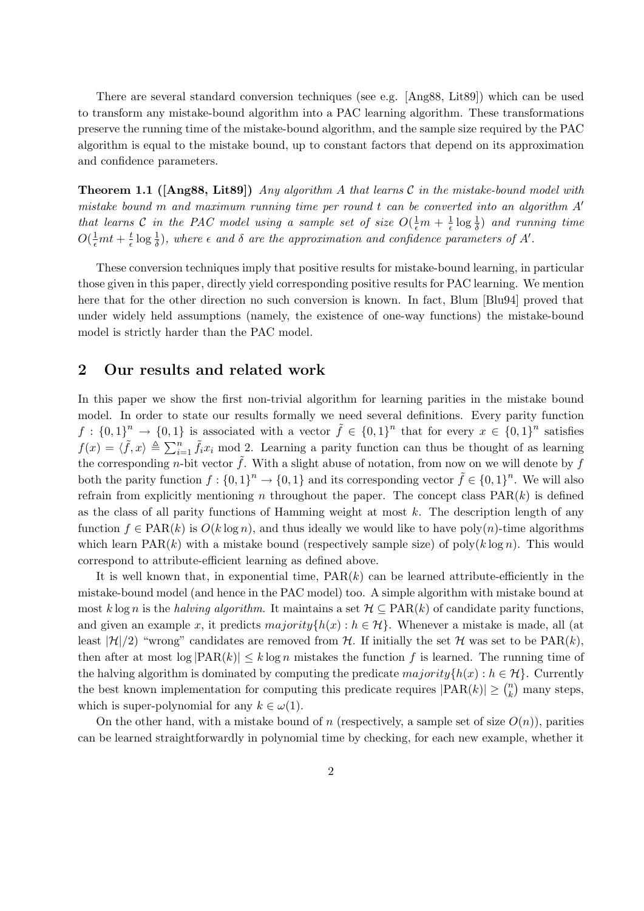There are several standard conversion techniques (see e.g. [Ang88, Lit89]) which can be used to transform any mistake-bound algorithm into a PAC learning algorithm. These transformations preserve the running time of the mistake-bound algorithm, and the sample size required by the PAC algorithm is equal to the mistake bound, up to constant factors that depend on its approximation and confidence parameters.

**Theorem 1.1 ([Ang88, Lit89])** *Any algorithm $A$ that learns $\mathcal{C}$ in the mistake-bound model with mistake bound $m$ and maximum running time per round $t$ can be converted into an algorithm $A'$ that learns $\mathcal{C}$ in the PAC model using a sample set of size $O(\frac{1}{\epsilon}m + \frac{1}{\epsilon}\log\frac{1}{\delta})$ and running time $O(\frac{1}{\epsilon}mt + \frac{t}{\epsilon}\log\frac{1}{\delta})$, where $\epsilon$ and $\delta$ are the approximation and confidence parameters of $A'$.*

These conversion techniques imply that positive results for mistake-bound learning, in particular those given in this paper, directly yield corresponding positive results for PAC learning. We mention here that for the other direction no such conversion is known. In fact, Blum [Blu94] proved that under widely held assumptions (namely, the existence of one-way functions) the mistake-bound model is strictly harder than the PAC model.

## 2 Our results and related work

In this paper we show the first non-trivial algorithm for learning parities in the mistake bound model. In order to state our results formally we need several definitions. Every parity function $f : \{0,1\}^n \to \{0,1\}$ is associated with a vector $\tilde{f} \in \{0,1\}^n$ that for every $x \in \{0,1\}^n$ satisfies $f(x) = \langle \tilde{f}, x\rangle \triangleq \sum_{i=1}^{n} \tilde{f}_i x_i \bmod 2$. Learning a parity function can thus be thought of as learning the corresponding $n$-bit vector $\tilde{f}$. With a slight abuse of notation, from now on we will denote by $f$ both the parity function $f : \{0,1\}^n \to \{0,1\}$ and its corresponding vector $\tilde{f} \in \{0,1\}^n$. We will also refrain from explicitly mentioning $n$ throughout the paper. The concept class $\mathrm{PAR}(k)$ is defined as the class of all parity functions of Hamming weight at most $k$. The description length of any function $f \in \mathrm{PAR}(k)$ is $O(k \log n)$, and thus ideally we would like to have $\mathrm{poly}(n)$-time algorithms which learn $\mathrm{PAR}(k)$ with a mistake bound (respectively sample size) of $\mathrm{poly}(k \log n)$. This would correspond to attribute-efficient learning as defined above.

It is well known that, in exponential time, $\mathrm{PAR}(k)$ can be learned attribute-efficiently in the mistake-bound model (and hence in the PAC model) too. A simple algorithm with mistake bound at most $k \log n$ is the *halving algorithm*. It maintains a set $\mathcal{H} \subseteq \mathrm{PAR}(k)$ of candidate parity functions, and given an example $x$, it predicts $majority\{h(x) : h \in \mathcal{H}\}$. Whenever a mistake is made, all (at least $|\mathcal{H}|/2$) "wrong" candidates are removed from $\mathcal{H}$. If initially the set $\mathcal{H}$ was set to be $\mathrm{PAR}(k)$, then after at most $\log |\mathrm{PAR}(k)| \leq k \log n$ mistakes the function $f$ is learned. The running time of the halving algorithm is dominated by computing the predicate $majority\{h(x) : h \in \mathcal{H}\}$. Currently the best known implementation for computing this predicate requires $|\mathrm{PAR}(k)| \geq \binom{n}{k}$ many steps, which is super-polynomial for any $k \in \omega(1)$.

On the other hand, with a mistake bound of $n$ (respectively, a sample set of size $O(n)$), parities can be learned straightforwardly in polynomial time by checking, for each new example, whether it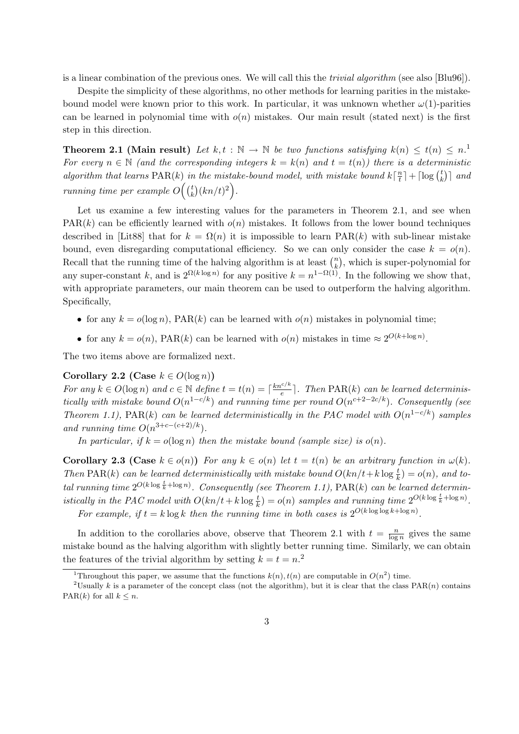is a linear combination of the previous ones. We will call this the *trivial algorithm* (see also [Blu96]).

Despite the simplicity of these algorithms, no other methods for learning parities in the mistake-bound model were known prior to this work. In particular, it was unknown whether $\omega(1)$-parities can be learned in polynomial time with $o(n)$ mistakes. Our main result (stated next) is the first step in this direction.

**Theorem 2.1 (Main result)** *Let $k, t : \mathbb{N} \to \mathbb{N}$ be two functions satisfying $k(n) \leq t(n) \leq n$.*[1] *For every $n \in \mathbb{N}$ (and the corresponding integers $k = k(n)$ and $t = t(n)$) there is a deterministic algorithm that learns $\mathrm{PAR}(k)$ in the mistake-bound model, with mistake bound $k\lceil \frac{n}{t} \rceil + \lceil \log \binom{t}{k} \rceil$ and running time per example $O\Big(\binom{t}{k}(kn/t)^2\Big)$.*

Let us examine a few interesting values for the parameters in Theorem 2.1, and see when $\mathrm{PAR}(k)$ can be efficiently learned with $o(n)$ mistakes. It follows from the lower bound techniques described in [Lit88] that for $k = \Omega(n)$ it is impossible to learn $\mathrm{PAR}(k)$ with sub-linear mistake bound, even disregarding computational efficiency. So we can only consider the case $k = o(n)$. Recall that the running time of the halving algorithm is at least $\binom{n}{k}$, which is super-polynomial for any super-constant $k$, and is $2^{\Omega(k \log n)}$ for any positive $k = n^{1-\Omega(1)}$. In the following we show that, with appropriate parameters, our main theorem can be used to outperform the halving algorithm. Specifically,

- for any $k = o(\log n)$, $\mathrm{PAR}(k)$ can be learned with $o(n)$ mistakes in polynomial time;
- for any $k = o(n)$, $\mathrm{PAR}(k)$ can be learned with $o(n)$ mistakes in time $\approx 2^{O(k+\log n)}$.

The two items above are formalized next.

**Corollary 2.2 (Case $k \in O(\log n)$)**
*For any $k \in O(\log n)$ and $c \in \mathbb{N}$ define $t = t(n) = \lceil \frac{kn^{c/k}}{e} \rceil$. Then $\mathrm{PAR}(k)$ can be learned deterministically with mistake bound $O(n^{1-c/k})$ and running time per round $O(n^{c+2-2c/k})$. Consequently (see Theorem 1.1), $\mathrm{PAR}(k)$ can be learned deterministically in the PAC model with $O(n^{1-c/k})$ samples and running time $O(n^{3+c-(c+2)/k})$.*

*In particular, if $k = o(\log n)$ then the mistake bound (sample size) is $o(n)$.*

**Corollary 2.3 (Case $k \in o(n)$)** *For any $k \in o(n)$ let $t = t(n)$ be an arbitrary function in $\omega(k)$. Then $\mathrm{PAR}(k)$ can be learned deterministically with mistake bound $O(kn/t + k \log \frac{t}{k}) = o(n)$, and total running time $2^{O(k \log \frac{t}{k} + \log n)}$. Consequently (see Theorem 1.1), $\mathrm{PAR}(k)$ can be learned deterministically in the PAC model with $O(kn/t + k \log \frac{t}{k}) = o(n)$ samples and running time $2^{O(k \log \frac{t}{k} + \log n)}$.*

*For example, if $t = k \log k$ then the running time in both cases is $2^{O(k \log \log k + \log n)}$.*

In addition to the corollaries above, observe that Theorem 2.1 with $t = \frac{n}{\log n}$ gives the same mistake bound as the halving algorithm with slightly better running time. Similarly, we can obtain the features of the trivial algorithm by setting $k = t = n$.[2]

---

[1] Throughout this paper, we assume that the functions $k(n), t(n)$ are computable in $O(n^2)$ time.

[2] Usually $k$ is a parameter of the concept class (not the algorithm), but it is clear that the class $\mathrm{PAR}(n)$ contains $\mathrm{PAR}(k)$ for all $k \leq n$.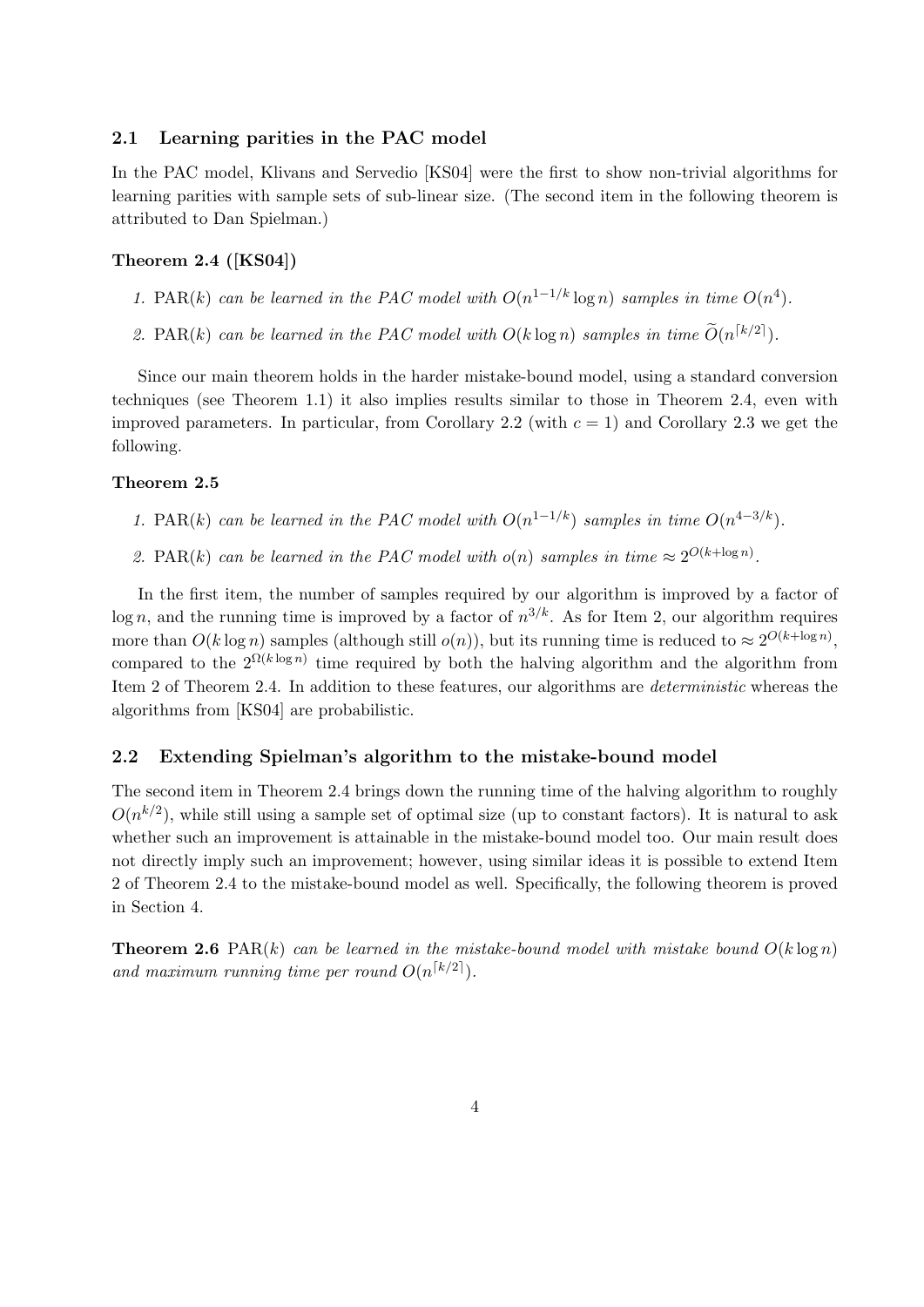### 2.1 Learning parities in the PAC model

In the PAC model, Klivans and Servedio [KS04] were the first to show non-trivial algorithms for learning parities with sample sets of sub-linear size. (The second item in the following theorem is attributed to Dan Spielman.)

**Theorem 2.4 ([KS04])**

1. $\mathrm{PAR}(k)$ *can be learned in the PAC model with* $O(n^{1-1/k}\log n)$ *samples in time* $O(n^4)$.
2. $\mathrm{PAR}(k)$ *can be learned in the PAC model with* $O(k\log n)$ *samples in time* $\widetilde{O}(n^{\lceil k/2\rceil})$.

Since our main theorem holds in the harder mistake-bound model, using a standard conversion techniques (see Theorem 1.1) it also implies results similar to those in Theorem 2.4, even with improved parameters. In particular, from Corollary 2.2 (with $c = 1$) and Corollary 2.3 we get the following.

**Theorem 2.5**

1. $\mathrm{PAR}(k)$ *can be learned in the PAC model with* $O(n^{1-1/k})$ *samples in time* $O(n^{4-3/k})$.
2. $\mathrm{PAR}(k)$ *can be learned in the PAC model with* $o(n)$ *samples in time* $\approx 2^{O(k+\log n)}$.

In the first item, the number of samples required by our algorithm is improved by a factor of $\log n$, and the running time is improved by a factor of $n^{3/k}$. As for Item 2, our algorithm requires more than $O(k\log n)$ samples (although still $o(n)$), but its running time is reduced to $\approx 2^{O(k+\log n)}$, compared to the $2^{\Omega(k\log n)}$ time required by both the halving algorithm and the algorithm from Item 2 of Theorem 2.4. In addition to these features, our algorithms are *deterministic* whereas the algorithms from [KS04] are probabilistic.

### 2.2 Extending Spielman's algorithm to the mistake-bound model

The second item in Theorem 2.4 brings down the running time of the halving algorithm to roughly $O(n^{k/2})$, while still using a sample set of optimal size (up to constant factors). It is natural to ask whether such an improvement is attainable in the mistake-bound model too. Our main result does not directly imply such an improvement; however, using similar ideas it is possible to extend Item 2 of Theorem 2.4 to the mistake-bound model as well. Specifically, the following theorem is proved in Section 4.

**Theorem 2.6** $\mathrm{PAR}(k)$ *can be learned in the mistake-bound model with mistake bound* $O(k\log n)$ *and maximum running time per round* $O(n^{\lceil k/2\rceil})$.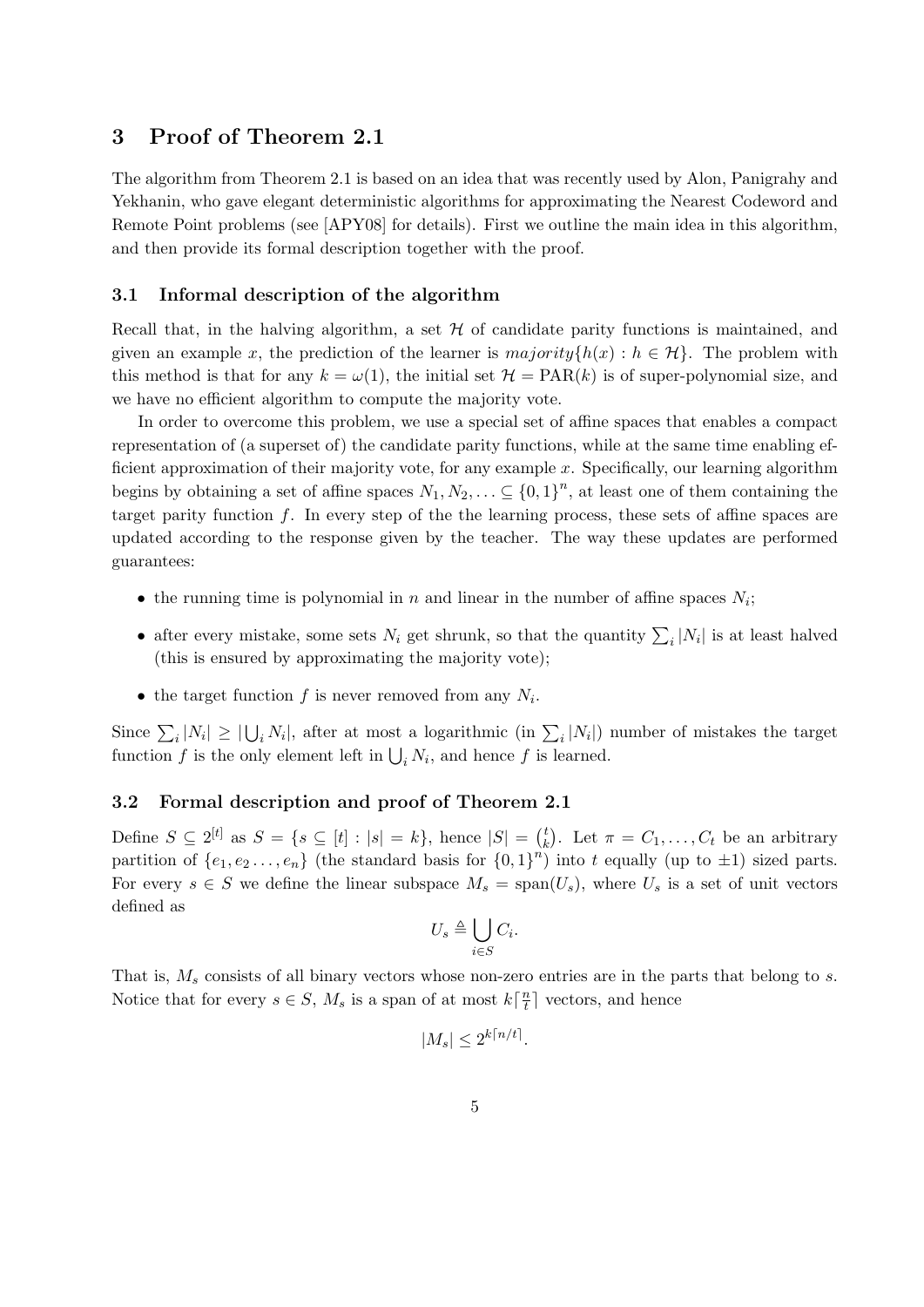# 3 Proof of Theorem 2.1

The algorithm from Theorem 2.1 is based on an idea that was recently used by Alon, Panigrahy and Yekhanin, who gave elegant deterministic algorithms for approximating the Nearest Codeword and Remote Point problems (see [APY08] for details). First we outline the main idea in this algorithm, and then provide its formal description together with the proof.

## 3.1 Informal description of the algorithm

Recall that, in the halving algorithm, a set $\mathcal{H}$ of candidate parity functions is maintained, and given an example $x$, the prediction of the learner is $majority\{h(x) : h \in \mathcal{H}\}$. The problem with this method is that for any $k = \omega(1)$, the initial set $\mathcal{H} = \mathrm{PAR}(k)$ is of super-polynomial size, and we have no efficient algorithm to compute the majority vote.

In order to overcome this problem, we use a special set of affine spaces that enables a compact representation of (a superset of) the candidate parity functions, while at the same time enabling efficient approximation of their majority vote, for any example $x$. Specifically, our learning algorithm begins by obtaining a set of affine spaces $N_1, N_2, \ldots \subseteq \{0,1\}^n$, at least one of them containing the target parity function $f$. In every step of the the learning process, these sets of affine spaces are updated according to the response given by the teacher. The way these updates are performed guarantees:

- the running time is polynomial in $n$ and linear in the number of affine spaces $N_i$;
- after every mistake, some sets $N_i$ get shrunk, so that the quantity $\sum_i |N_i|$ is at least halved (this is ensured by approximating the majority vote);
- the target function $f$ is never removed from any $N_i$.

Since $\sum_i |N_i| \geq |\bigcup_i N_i|$, after at most a logarithmic (in $\sum_i |N_i|$) number of mistakes the target function $f$ is the only element left in $\bigcup_i N_i$, and hence $f$ is learned.

## 3.2 Formal description and proof of Theorem 2.1

Define $S \subseteq 2^{[t]}$ as $S = \{s \subseteq [t] : |s| = k\}$, hence $|S| = \binom{t}{k}$. Let $\pi = C_1, \ldots, C_t$ be an arbitrary partition of $\{e_1, e_2 \ldots, e_n\}$ (the standard basis for $\{0,1\}^n$) into $t$ equally (up to $\pm 1$) sized parts. For every $s \in S$ we define the linear subspace $M_s = \mathrm{span}(U_s)$, where $U_s$ is a set of unit vectors defined as

$$U_s \triangleq \bigcup_{i \in S} C_i.$$

That is, $M_s$ consists of all binary vectors whose non-zero entries are in the parts that belong to $s$. Notice that for every $s \in S$, $M_s$ is a span of at most $k\lceil \frac{n}{t} \rceil$ vectors, and hence

$$|M_s| \leq 2^{k\lceil n/t \rceil}.$$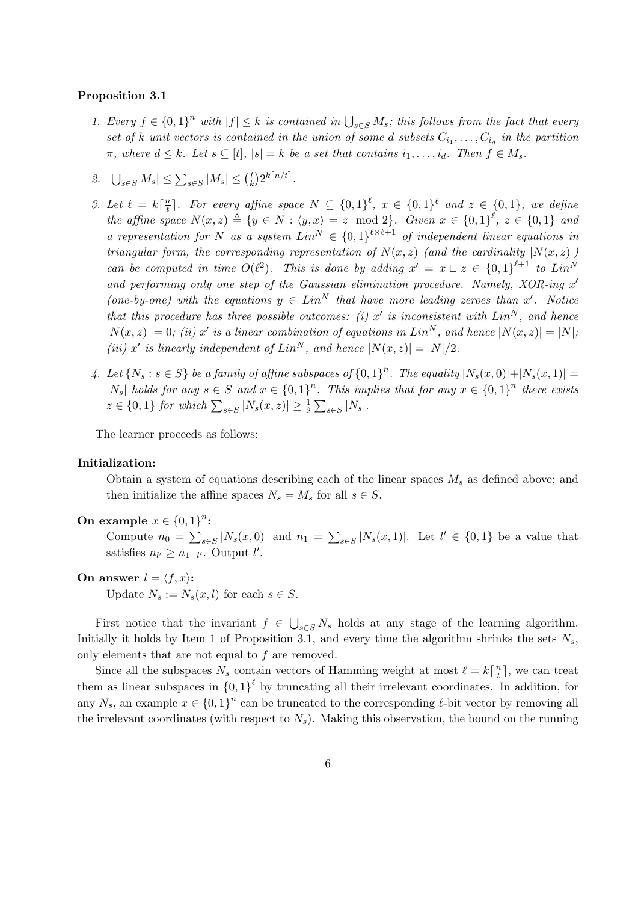**Proposition 3.1**

1. *Every $f \in \{0,1\}^n$ with $|f| \le k$ is contained in $\bigcup_{s \in S} M_s$; this follows from the fact that every set of $k$ unit vectors is contained in the union of some $d$ subsets $C_{i_1}, \ldots, C_{i_d}$ in the partition $\pi$, where $d \le k$. Let $s \subseteq [t]$, $|s| = k$ be a set that contains $i_1, \ldots, i_d$. Then $f \in M_s$.*

2. *$|\bigcup_{s \in S} M_s| \le \sum_{s \in S} |M_s| \le \binom{t}{k} 2^{k\lceil n/t \rceil}$.*

3. *Let $\ell = k\lceil \frac{n}{t} \rceil$. For every affine space $N \subseteq \{0,1\}^\ell$, $x \in \{0,1\}^\ell$ and $z \in \{0,1\}$, we define the affine space $N(x,z) \triangleq \{y \in N : \langle y, x \rangle = z \mod 2\}$. Given $x \in \{0,1\}^\ell$, $z \in \{0,1\}$ and a representation for $N$ as a system $Lin^N \in \{0,1\}^{\ell \times \ell+1}$ of independent linear equations in triangular form, the corresponding representation of $N(x,z)$ (and the cardinality $|N(x,z)|$) can be computed in time $O(\ell^2)$. This is done by adding $x' = x \sqcup z \in \{0,1\}^{\ell+1}$ to $Lin^N$ and performing only one step of the Gaussian elimination procedure. Namely, XOR-ing $x'$ (one-by-one) with the equations $y \in Lin^N$ that have more leading zeroes than $x'$. Notice that this procedure has three possible outcomes: (i) $x'$ is inconsistent with $Lin^N$, and hence $|N(x,z)| = 0$; (ii) $x'$ is a linear combination of equations in $Lin^N$, and hence $|N(x,z)| = |N|$; (iii) $x'$ is linearly independent of $Lin^N$, and hence $|N(x,z)| = |N|/2$.*

4. *Let $\{N_s : s \in S\}$ be a family of affine subspaces of $\{0,1\}^n$. The equality $|N_s(x,0)| + |N_s(x,1)| = |N_s|$ holds for any $s \in S$ and $x \in \{0,1\}^n$. This implies that for any $x \in \{0,1\}^n$ there exists $z \in \{0,1\}$ for which $\sum_{s \in S} |N_s(x,z)| \ge \frac{1}{2} \sum_{s \in S} |N_s|$.*

The learner proceeds as follows:

**Initialization:**
Obtain a system of equations describing each of the linear spaces $M_s$ as defined above; and then initialize the affine spaces $N_s = M_s$ for all $s \in S$.

**On example $x \in \{0,1\}^n$:**
Compute $n_0 = \sum_{s \in S} |N_s(x,0)|$ and $n_1 = \sum_{s \in S} |N_s(x,1)|$. Let $l' \in \{0,1\}$ be a value that satisfies $n_{l'} \ge n_{1-l'}$. Output $l'$.

**On answer $l = \langle f, x \rangle$:**
Update $N_s := N_s(x,l)$ for each $s \in S$.

First notice that the invariant $f \in \bigcup_{s \in S} N_s$ holds at any stage of the learning algorithm. Initially it holds by Item 1 of Proposition 3.1, and every time the algorithm shrinks the sets $N_s$, only elements that are not equal to $f$ are removed.

Since all the subspaces $N_s$ contain vectors of Hamming weight at most $\ell = k\lceil \frac{n}{t} \rceil$, we can treat them as linear subspaces in $\{0,1\}^\ell$ by truncating all their irrelevant coordinates. In addition, for any $N_s$, an example $x \in \{0,1\}^n$ can be truncated to the corresponding $\ell$-bit vector by removing all the irrelevant coordinates (with respect to $N_s$). Making this observation, the bound on the running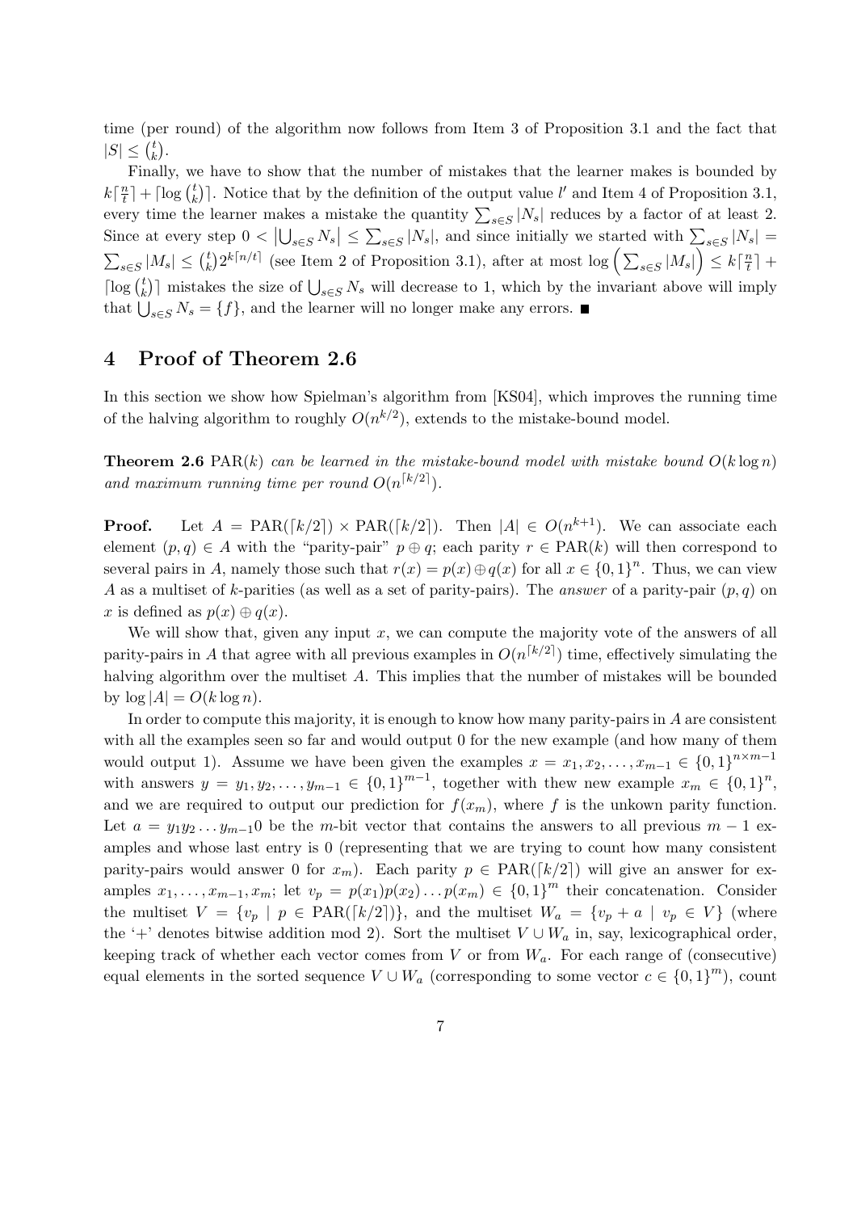time (per round) of the algorithm now follows from Item 3 of Proposition 3.1 and the fact that $|S| \le \binom{t}{k}$.

Finally, we have to show that the number of mistakes that the learner makes is bounded by $k\lceil \frac{n}{t} \rceil + \lceil \log \binom{t}{k} \rceil$. Notice that by the definition of the output value $l'$ and Item 4 of Proposition 3.1, every time the learner makes a mistake the quantity $\sum_{s \in S} |N_s|$ reduces by a factor of at least 2. Since at every step $0 < \left|\bigcup_{s \in S} N_s\right| \le \sum_{s \in S} |N_s|$, and since initially we started with $\sum_{s \in S} |N_s| = \sum_{s \in S} |M_s| \le \binom{t}{k} 2^{k\lceil n/t \rceil}$ (see Item 2 of Proposition 3.1), after at most $\log \left( \sum_{s \in S} |M_s| \right) \le k\lceil \frac{n}{t} \rceil + \lceil \log \binom{t}{k} \rceil$ mistakes the size of $\bigcup_{s \in S} N_s$ will decrease to 1, which by the invariant above will imply that $\bigcup_{s \in S} N_s = \{f\}$, and the learner will no longer make any errors. ■

# 4 Proof of Theorem 2.6

In this section we show how Spielman's algorithm from [KS04], which improves the running time of the halving algorithm to roughly $O(n^{k/2})$, extends to the mistake-bound model.

**Theorem 2.6** *$\mathrm{PAR}(k)$ can be learned in the mistake-bound model with mistake bound $O(k \log n)$ and maximum running time per round $O(n^{\lceil k/2 \rceil})$.*

**Proof.** Let $A = \mathrm{PAR}(\lceil k/2 \rceil) \times \mathrm{PAR}(\lceil k/2 \rceil)$. Then $|A| \in O(n^{k+1})$. We can associate each element $(p, q) \in A$ with the "parity-pair" $p \oplus q$; each parity $r \in \mathrm{PAR}(k)$ will then correspond to several pairs in $A$, namely those such that $r(x) = p(x) \oplus q(x)$ for all $x \in \{0,1\}^n$. Thus, we can view $A$ as a multiset of $k$-parities (as well as a set of parity-pairs). The *answer* of a parity-pair $(p, q)$ on $x$ is defined as $p(x) \oplus q(x)$.

We will show that, given any input $x$, we can compute the majority vote of the answers of all parity-pairs in $A$ that agree with all previous examples in $O(n^{\lceil k/2 \rceil})$ time, effectively simulating the halving algorithm over the multiset $A$. This implies that the number of mistakes will be bounded by $\log |A| = O(k \log n)$.

In order to compute this majority, it is enough to know how many parity-pairs in $A$ are consistent with all the examples seen so far and would output 0 for the new example (and how many of them would output 1). Assume we have been given the examples $x = x_1, x_2, \ldots, x_{m-1} \in \{0,1\}^{n \times m-1}$ with answers $y = y_1, y_2, \ldots, y_{m-1} \in \{0,1\}^{m-1}$, together with thew new example $x_m \in \{0,1\}^n$, and we are required to output our prediction for $f(x_m)$, where $f$ is the unkown parity function. Let $a = y_1 y_2 \ldots y_{m-1} 0$ be the $m$-bit vector that contains the answers to all previous $m-1$ examples and whose last entry is 0 (representing that we are trying to count how many consistent parity-pairs would answer 0 for $x_m$). Each parity $p \in \mathrm{PAR}(\lceil k/2 \rceil)$ will give an answer for examples $x_1, \ldots, x_{m-1}, x_m$; let $v_p = p(x_1)p(x_2)\ldots p(x_m) \in \{0,1\}^m$ their concatenation. Consider the multiset $V = \{v_p \mid p \in \mathrm{PAR}(\lceil k/2 \rceil)\}$, and the multiset $W_a = \{v_p + a \mid v_p \in V\}$ (where the '+' denotes bitwise addition mod 2). Sort the multiset $V \cup W_a$ in, say, lexicographical order, keeping track of whether each vector comes from $V$ or from $W_a$. For each range of (consecutive) equal elements in the sorted sequence $V \cup W_a$ (corresponding to some vector $c \in \{0,1\}^m$), count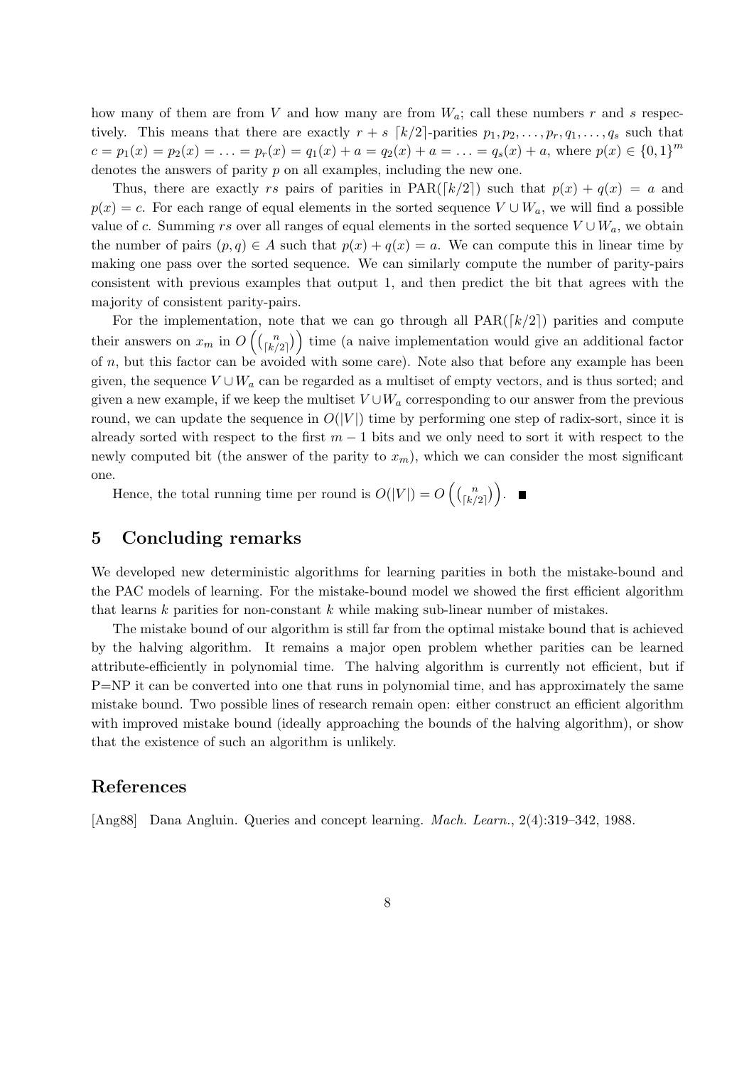how many of them are from $V$ and how many are from $W_a$; call these numbers $r$ and $s$ respectively. This means that there are exactly $r + s$ $\lceil k/2 \rceil$-parities $p_1, p_2, \ldots, p_r, q_1, \ldots, q_s$ such that $c = p_1(x) = p_2(x) = \ldots = p_r(x) = q_1(x) + a = q_2(x) + a = \ldots = q_s(x) + a$, where $p(x) \in \{0,1\}^m$ denotes the answers of parity $p$ on all examples, including the new one.

Thus, there are exactly $rs$ pairs of parities in $\mathrm{PAR}(\lceil k/2 \rceil)$ such that $p(x) + q(x) = a$ and $p(x) = c$. For each range of equal elements in the sorted sequence $V \cup W_a$, we will find a possible value of $c$. Summing $rs$ over all ranges of equal elements in the sorted sequence $V \cup W_a$, we obtain the number of pairs $(p, q) \in A$ such that $p(x) + q(x) = a$. We can compute this in linear time by making one pass over the sorted sequence. We can similarly compute the number of parity-pairs consistent with previous examples that output 1, and then predict the bit that agrees with the majority of consistent parity-pairs.

For the implementation, note that we can go through all $\mathrm{PAR}(\lceil k/2 \rceil)$ parities and compute their answers on $x_m$ in $O\left(\binom{n}{\lceil k/2 \rceil}\right)$ time (a naive implementation would give an additional factor of $n$, but this factor can be avoided with some care). Note also that before any example has been given, the sequence $V \cup W_a$ can be regarded as a multiset of empty vectors, and is thus sorted; and given a new example, if we keep the multiset $V \cup W_a$ corresponding to our answer from the previous round, we can update the sequence in $O(|V|)$ time by performing one step of radix-sort, since it is already sorted with respect to the first $m - 1$ bits and we only need to sort it with respect to the newly computed bit (the answer of the parity to $x_m$), which we can consider the most significant one.

Hence, the total running time per round is $O(|V|) = O\left(\binom{n}{\lceil k/2 \rceil}\right)$. ■

## 5 Concluding remarks

We developed new deterministic algorithms for learning parities in both the mistake-bound and the PAC models of learning. For the mistake-bound model we showed the first efficient algorithm that learns $k$ parities for non-constant $k$ while making sub-linear number of mistakes.

The mistake bound of our algorithm is still far from the optimal mistake bound that is achieved by the halving algorithm. It remains a major open problem whether parities can be learned attribute-efficiently in polynomial time. The halving algorithm is currently not efficient, but if P=NP it can be converted into one that runs in polynomial time, and has approximately the same mistake bound. Two possible lines of research remain open: either construct an efficient algorithm with improved mistake bound (ideally approaching the bounds of the halving algorithm), or show that the existence of such an algorithm is unlikely.

## References

[Ang88] Dana Angluin. Queries and concept learning. *Mach. Learn.*, 2(4):319–342, 1988.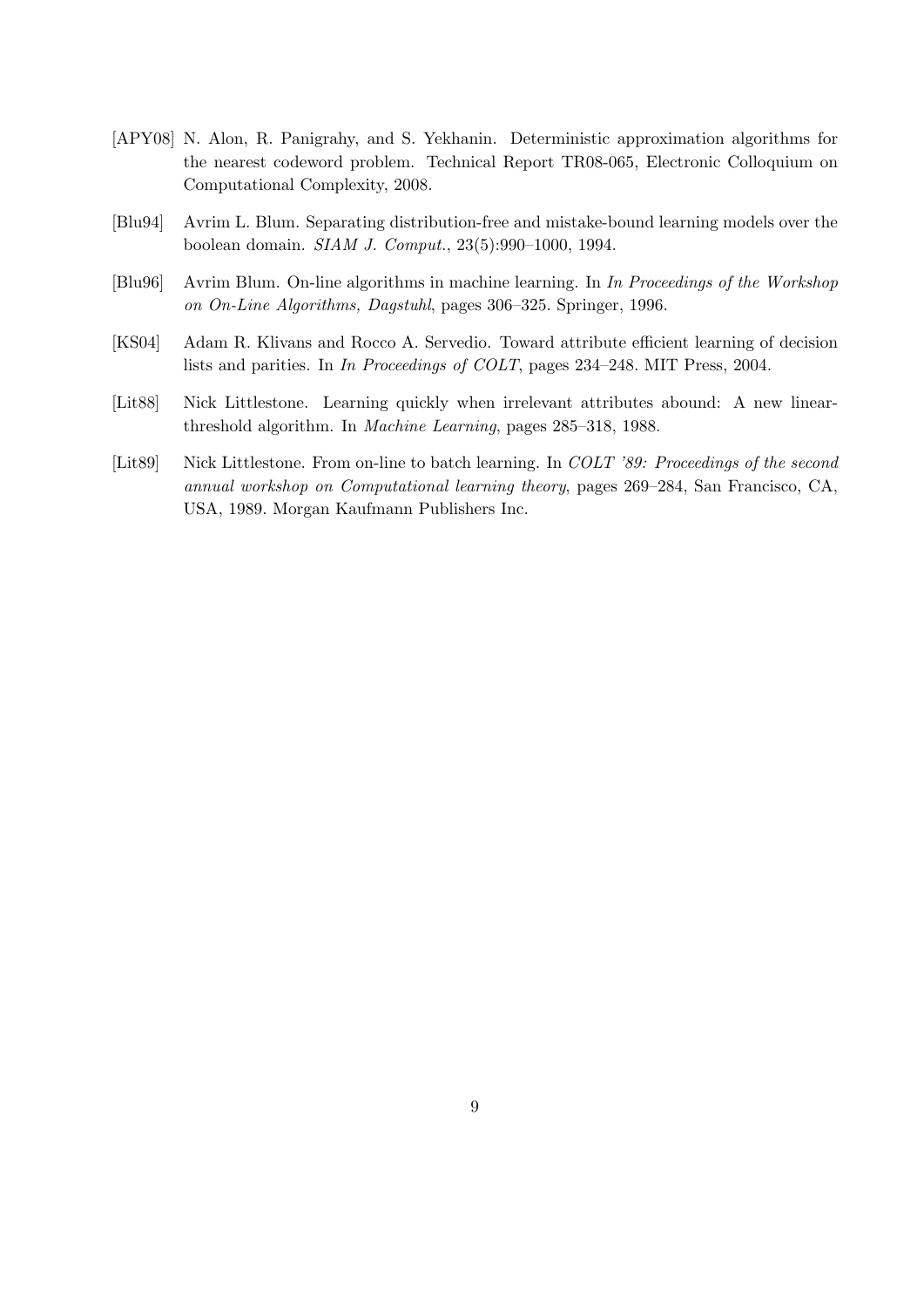- [APY08] N. Alon, R. Panigrahy, and S. Yekhanin. Deterministic approximation algorithms for the nearest codeword problem. Technical Report TR08-065, Electronic Colloquium on Computational Complexity, 2008.
- [Blu94] Avrim L. Blum. Separating distribution-free and mistake-bound learning models over the boolean domain. *SIAM J. Comput.*, 23(5):990–1000, 1994.
- [Blu96] Avrim Blum. On-line algorithms in machine learning. In *In Proceedings of the Workshop on On-Line Algorithms, Dagstuhl*, pages 306–325. Springer, 1996.
- [KS04] Adam R. Klivans and Rocco A. Servedio. Toward attribute efficient learning of decision lists and parities. In *In Proceedings of COLT*, pages 234–248. MIT Press, 2004.
- [Lit88] Nick Littlestone. Learning quickly when irrelevant attributes abound: A new linear-threshold algorithm. In *Machine Learning*, pages 285–318, 1988.
- [Lit89] Nick Littlestone. From on-line to batch learning. In *COLT '89: Proceedings of the second annual workshop on Computational learning theory*, pages 269–284, San Francisco, CA, USA, 1989. Morgan Kaufmann Publishers Inc.